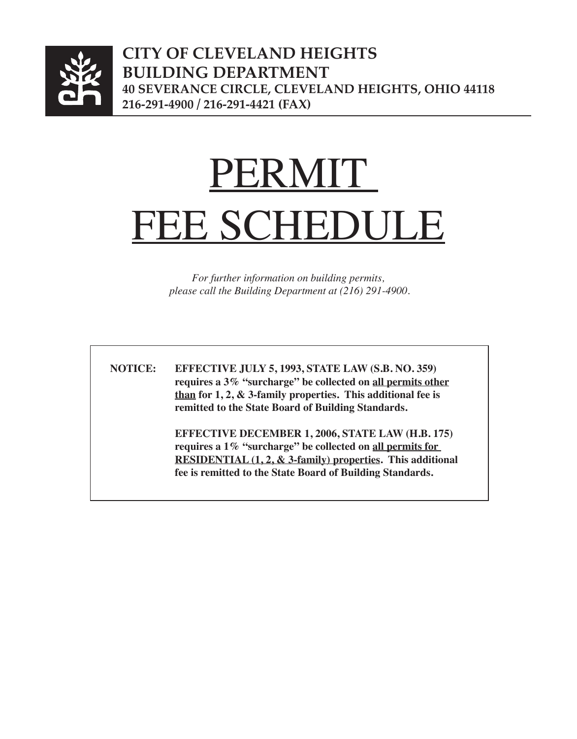**CITY OF CLEVELAND HEIGHTS**
**BUILDING DEPARTMENT**
**40 SEVERANCE CIRCLE, CLEVELAND HEIGHTS, OHIO 44118**
**216-291-4900 / 216-291-4421 (FAX)**

# PERMIT FEE SCHEDULE

*For further information on building permits, please call the Building Department at (216) 291-4900.*

**NOTICE:** **EFFECTIVE JULY 5, 1993, STATE LAW (S.B. NO. 359) requires a 3% "surcharge" be collected on <u>all permits other than</u> for 1, 2, & 3-family properties. This additional fee is remitted to the State Board of Building Standards.**

**EFFECTIVE DECEMBER 1, 2006, STATE LAW (H.B. 175) requires a 1% "surcharge" be collected on <u>all permits for RESIDENTIAL (1, 2, & 3-family) properties</u>. This additional fee is remitted to the State Board of Building Standards.**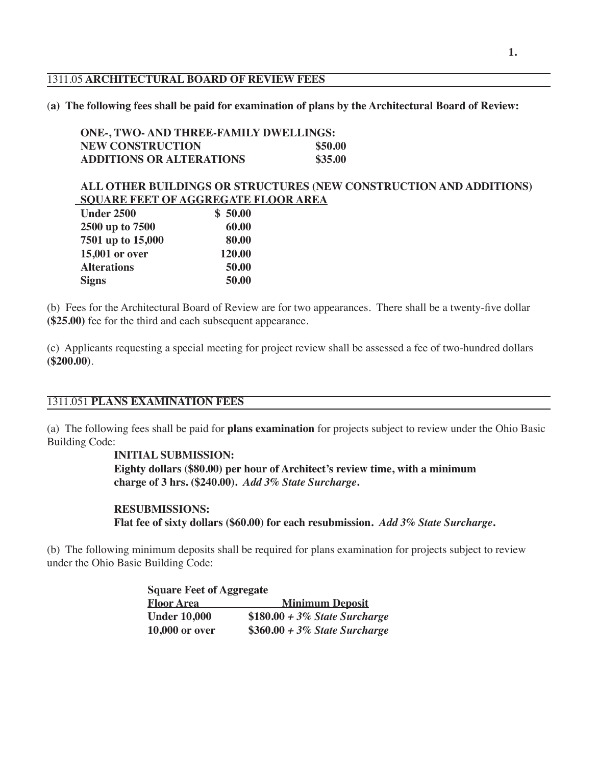## 1311.05 **ARCHITECTURAL BOARD OF REVIEW FEES**

**(a) The following fees shall be paid for examination of plans by the Architectural Board of Review:**

| **ONE-, TWO- AND THREE-FAMILY DWELLINGS:** | |
|---|---|
| **NEW CONSTRUCTION** | **$50.00** |
| **ADDITIONS OR ALTERATIONS** | **$35.00** |

**ALL OTHER BUILDINGS OR STRUCTURES (NEW CONSTRUCTION AND ADDITIONS)**

| **SQUARE FEET OF AGGREGATE FLOOR AREA** | |
|---|---|
| **Under 2500** | **$ 50.00** |
| **2500 up to 7500** | **60.00** |
| **7501 up to 15,000** | **80.00** |
| **15,001 or over** | **120.00** |
| **Alterations** | **50.00** |
| **Signs** | **50.00** |

(b) Fees for the Architectural Board of Review are for two appearances. There shall be a twenty-five dollar **($25.00)** fee for the third and each subsequent appearance.

(c) Applicants requesting a special meeting for project review shall be assessed a fee of two-hundred dollars **($200.00)**.

## 1311.051 **PLANS EXAMINATION FEES**

(a) The following fees shall be paid for **plans examination** for projects subject to review under the Ohio Basic Building Code:

**INITIAL SUBMISSION:**
**Eighty dollars ($80.00) per hour of Architect's review time, with a minimum charge of 3 hrs. ($240.00).** ***Add 3% State Surcharge.***

**RESUBMISSIONS:**
**Flat fee of sixty dollars ($60.00) for each resubmission.** ***Add 3% State Surcharge.***

(b) The following minimum deposits shall be required for plans examination for projects subject to review under the Ohio Basic Building Code:

| **Square Feet of Aggregate Floor Area** | **Minimum Deposit** |
|---|---|
| **Under 10,000** | **$180.00** ***+ 3% State Surcharge*** |
| **10,000 or over** | **$360.00** ***+ 3% State Surcharge*** |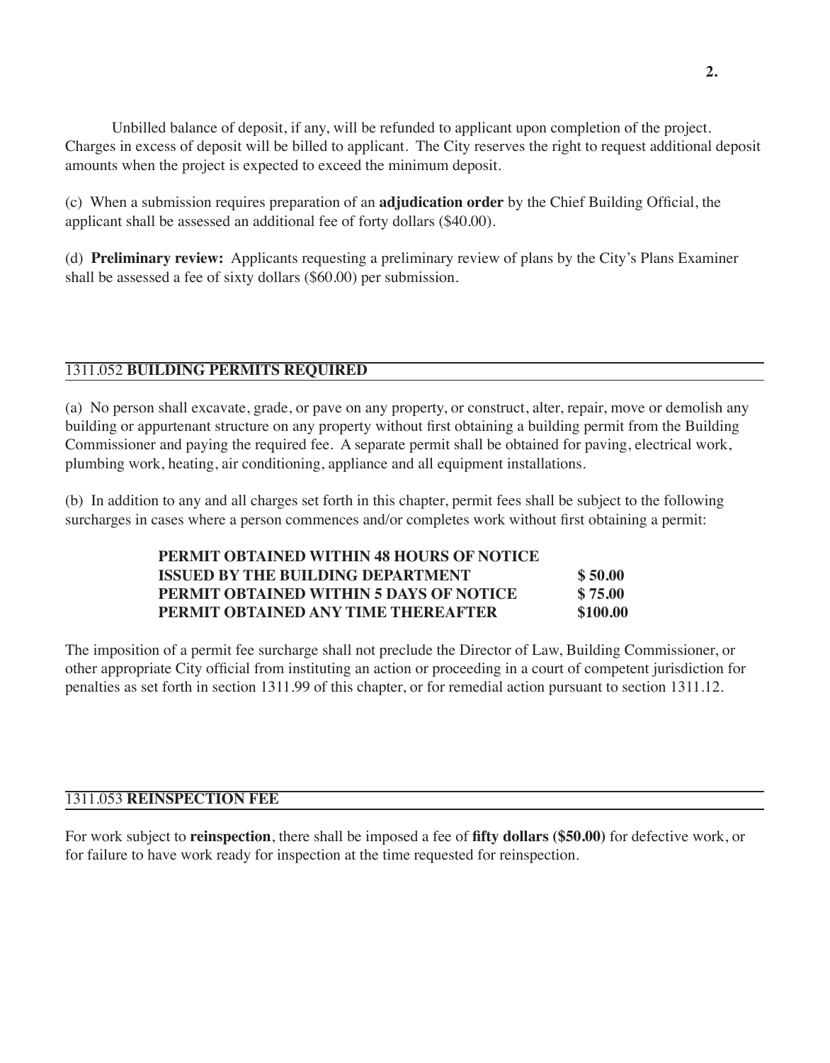Unbilled balance of deposit, if any, will be refunded to applicant upon completion of the project. Charges in excess of deposit will be billed to applicant. The City reserves the right to request additional deposit amounts when the project is expected to exceed the minimum deposit.

(c) When a submission requires preparation of an **adjudication order** by the Chief Building Official, the applicant shall be assessed an additional fee of forty dollars ($40.00).

(d) **Preliminary review:** Applicants requesting a preliminary review of plans by the City's Plans Examiner shall be assessed a fee of sixty dollars ($60.00) per submission.

## 1311.052 **BUILDING PERMITS REQUIRED**

(a) No person shall excavate, grade, or pave on any property, or construct, alter, repair, move or demolish any building or appurtenant structure on any property without first obtaining a building permit from the Building Commissioner and paying the required fee. A separate permit shall be obtained for paving, electrical work, plumbing work, heating, air conditioning, appliance and all equipment installations.

(b) In addition to any and all charges set forth in this chapter, permit fees shall be subject to the following surcharges in cases where a person commences and/or completes work without first obtaining a permit:

| | |
|---|---|
| **PERMIT OBTAINED WITHIN 48 HOURS OF NOTICE ISSUED BY THE BUILDING DEPARTMENT** | **$ 50.00** |
| **PERMIT OBTAINED WITHIN 5 DAYS OF NOTICE** | **$ 75.00** |
| **PERMIT OBTAINED ANY TIME THEREAFTER** | **$100.00** |

The imposition of a permit fee surcharge shall not preclude the Director of Law, Building Commissioner, or other appropriate City official from instituting an action or proceeding in a court of competent jurisdiction for penalties as set forth in section 1311.99 of this chapter, or for remedial action pursuant to section 1311.12.

## 1311.053 **REINSPECTION FEE**

For work subject to **reinspection**, there shall be imposed a fee of **fifty dollars ($50.00)** for defective work, or for failure to have work ready for inspection at the time requested for reinspection.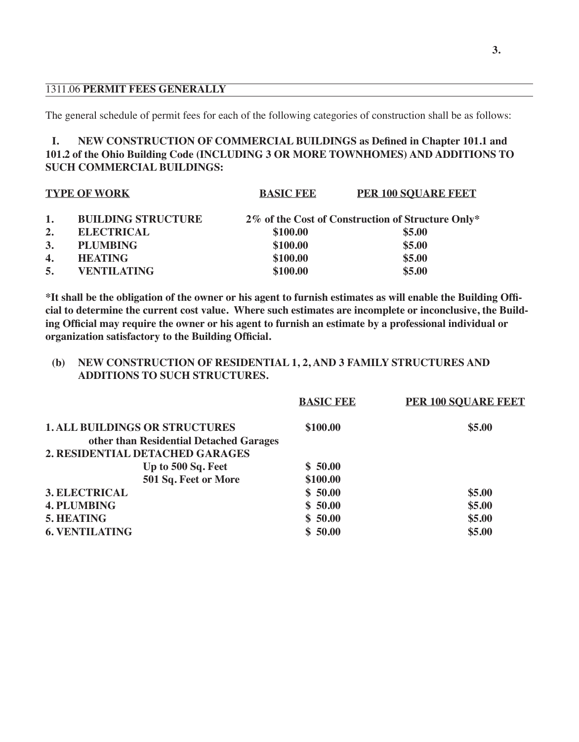## 1311.06 **PERMIT FEES GENERALLY**

The general schedule of permit fees for each of the following categories of construction shall be as follows:

**I. NEW CONSTRUCTION OF COMMERCIAL BUILDINGS as Defined in Chapter 101.1 and 101.2 of the Ohio Building Code (INCLUDING 3 OR MORE TOWNHOMES) AND ADDITIONS TO SUCH COMMERCIAL BUILDINGS:**

| TYPE OF WORK | | BASIC FEE | PER 100 SQUARE FEET |
|---|---|---|---|
| 1. | BUILDING STRUCTURE | 2% of the Cost of Construction of Structure Only* | |
| 2. | ELECTRICAL | $100.00 | $5.00 |
| 3. | PLUMBING | $100.00 | $5.00 |
| 4. | HEATING | $100.00 | $5.00 |
| 5. | VENTILATING | $100.00 | $5.00 |

**\*It shall be the obligation of the owner or his agent to furnish estimates as will enable the Building Official to determine the current cost value. Where such estimates are incomplete or inconclusive, the Building Official may require the owner or his agent to furnish an estimate by a professional individual or organization satisfactory to the Building Official.**

**(b) NEW CONSTRUCTION OF RESIDENTIAL 1, 2, AND 3 FAMILY STRUCTURES AND ADDITIONS TO SUCH STRUCTURES.**

| | BASIC FEE | PER 100 SQUARE FEET |
|---|---|---|
| 1. ALL BUILDINGS OR STRUCTURES other than Residential Detached Garages | $100.00 | $5.00 |
| 2. RESIDENTIAL DETACHED GARAGES | | |
| Up to 500 Sq. Feet | $ 50.00 | |
| 501 Sq. Feet or More | $100.00 | |
| 3. ELECTRICAL | $ 50.00 | $5.00 |
| 4. PLUMBING | $ 50.00 | $5.00 |
| 5. HEATING | $ 50.00 | $5.00 |
| 6. VENTILATING | $ 50.00 | $5.00 |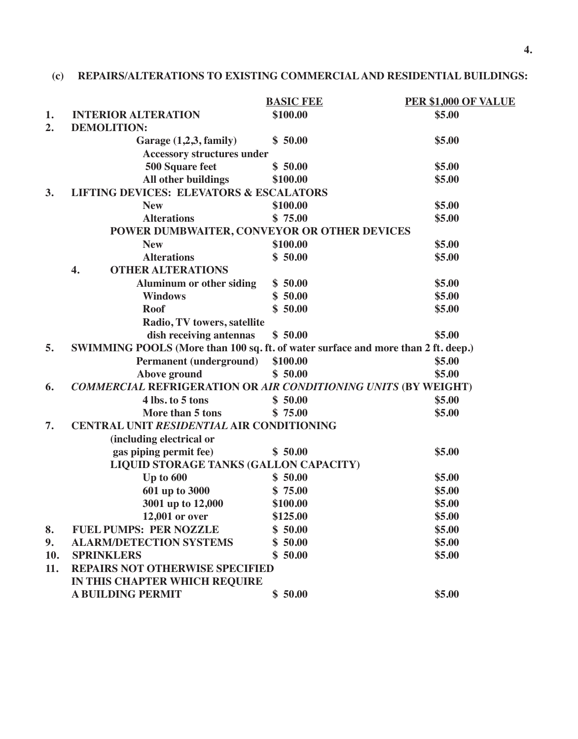### (c) REPAIRS/ALTERATIONS TO EXISTING COMMERCIAL AND RESIDENTIAL BUILDINGS:

| | | BASIC FEE | PER $1,000 OF VALUE |
|---|---|---|---|
| 1. | **INTERIOR ALTERATION** | $100.00 | $5.00 |
| 2. | **DEMOLITION:** | | |
| | Garage (1,2,3, family) | $ 50.00 | $5.00 |
| | Accessory structures under 500 Square feet | $ 50.00 | $5.00 |
| | All other buildings | $100.00 | $5.00 |
| 3. | **LIFTING DEVICES: ELEVATORS & ESCALATORS** | | |
| | New | $100.00 | $5.00 |
| | Alterations | $ 75.00 | $5.00 |
| | **POWER DUMBWAITER, CONVEYOR OR OTHER DEVICES** | | |
| | New | $100.00 | $5.00 |
| | Alterations | $ 50.00 | $5.00 |
| 4. | **OTHER ALTERATIONS** | | |
| | Aluminum or other siding | $ 50.00 | $5.00 |
| | Windows | $ 50.00 | $5.00 |
| | Roof | $ 50.00 | $5.00 |
| | Radio, TV towers, satellite dish receiving antennas | $ 50.00 | $5.00 |
| 5. | **SWIMMING POOLS (More than 100 sq. ft. of water surface and more than 2 ft. deep.)** | | |
| | Permanent (underground) | $100.00 | $5.00 |
| | Above ground | $ 50.00 | $5.00 |
| 6. | ***COMMERCIAL* REFRIGERATION OR *AIR CONDITIONING UNITS* (BY WEIGHT)** | | |
| | 4 lbs. to 5 tons | $ 50.00 | $5.00 |
| | More than 5 tons | $ 75.00 | $5.00 |
| 7. | **CENTRAL UNIT *RESIDENTIAL* AIR CONDITIONING** | | |
| | (including electrical or gas piping permit fee) | $ 50.00 | $5.00 |
| | **LIQUID STORAGE TANKS (GALLON CAPACITY)** | | |
| | Up to 600 | $ 50.00 | $5.00 |
| | 601 up to 3000 | $ 75.00 | $5.00 |
| | 3001 up to 12,000 | $100.00 | $5.00 |
| | 12,001 or over | $125.00 | $5.00 |
| 8. | **FUEL PUMPS: PER NOZZLE** | $ 50.00 | $5.00 |
| 9. | **ALARM/DETECTION SYSTEMS** | $ 50.00 | $5.00 |
| 10. | **SPRINKLERS** | $ 50.00 | $5.00 |
| 11. | **REPAIRS NOT OTHERWISE SPECIFIED IN THIS CHAPTER WHICH REQUIRE A BUILDING PERMIT** | $ 50.00 | $5.00 |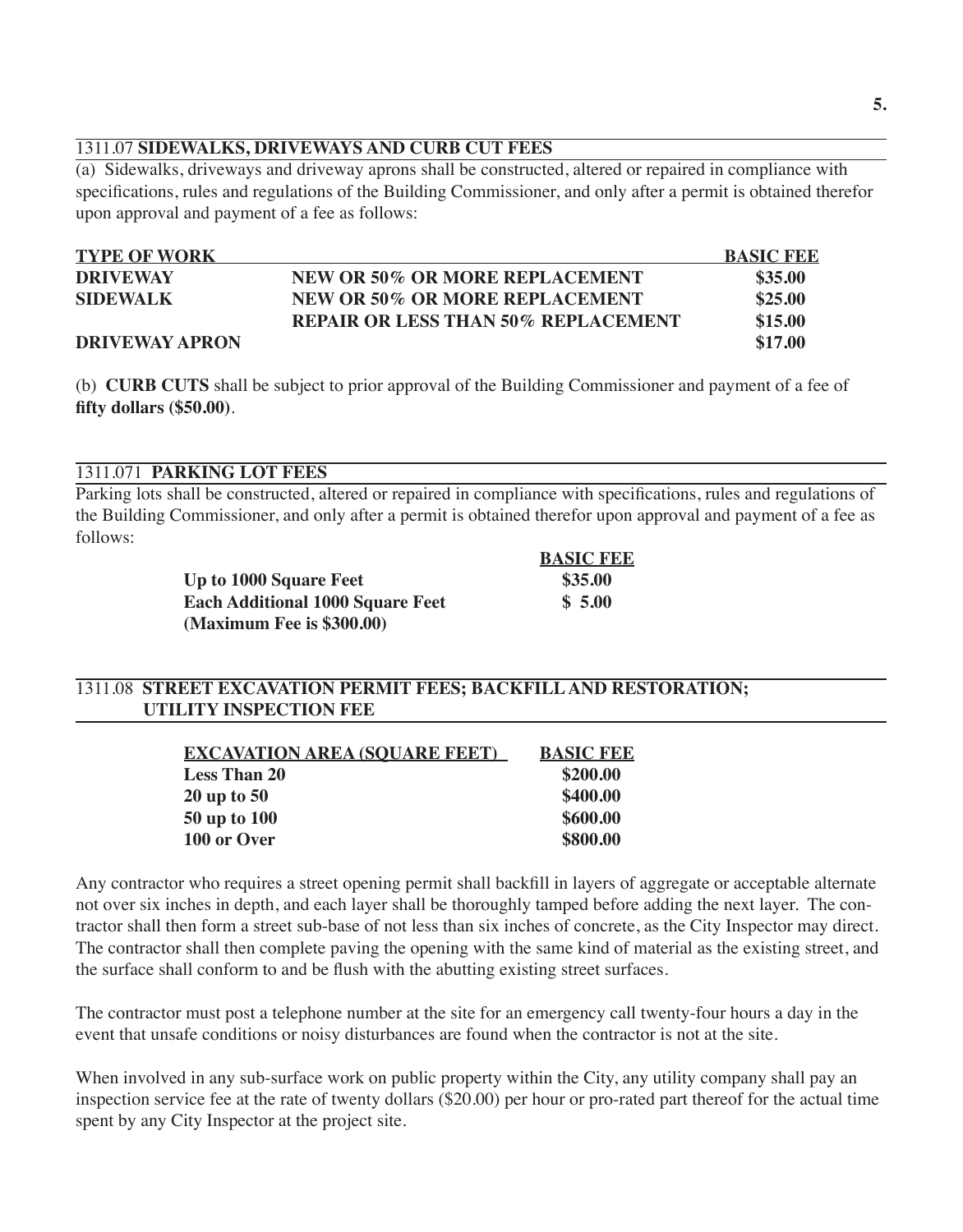## 1311.07 **SIDEWALKS, DRIVEWAYS AND CURB CUT FEES**

(a) Sidewalks, driveways and driveway aprons shall be constructed, altered or repaired in compliance with specifications, rules and regulations of the Building Commissioner, and only after a permit is obtained therefor upon approval and payment of a fee as follows:

| TYPE OF WORK | | BASIC FEE |
|---|---|---|
| **DRIVEWAY** | **NEW OR 50% OR MORE REPLACEMENT** | **$35.00** |
| **SIDEWALK** | **NEW OR 50% OR MORE REPLACEMENT** | **$25.00** |
| | **REPAIR OR LESS THAN 50% REPLACEMENT** | **$15.00** |
| **DRIVEWAY APRON** | | **$17.00** |

(b) **CURB CUTS** shall be subject to prior approval of the Building Commissioner and payment of a fee of **fifty dollars ($50.00)**.

## 1311.071 **PARKING LOT FEES**

Parking lots shall be constructed, altered or repaired in compliance with specifications, rules and regulations of the Building Commissioner, and only after a permit is obtained therefor upon approval and payment of a fee as follows:

| | BASIC FEE |
|---|---|
| **Up to 1000 Square Feet** | **$35.00** |
| **Each Additional 1000 Square Feet** | **$ 5.00** |
| **(Maximum Fee is $300.00)** | |

## 1311.08 **STREET EXCAVATION PERMIT FEES; BACKFILL AND RESTORATION; UTILITY INSPECTION FEE**

| EXCAVATION AREA (SQUARE FEET) | BASIC FEE |
|---|---|
| **Less Than 20** | **$200.00** |
| **20 up to 50** | **$400.00** |
| **50 up to 100** | **$600.00** |
| **100 or Over** | **$800.00** |

Any contractor who requires a street opening permit shall backfill in layers of aggregate or acceptable alternate not over six inches in depth, and each layer shall be thoroughly tamped before adding the next layer. The contractor shall then form a street sub-base of not less than six inches of concrete, as the City Inspector may direct. The contractor shall then complete paving the opening with the same kind of material as the existing street, and the surface shall conform to and be flush with the abutting existing street surfaces.

The contractor must post a telephone number at the site for an emergency call twenty-four hours a day in the event that unsafe conditions or noisy disturbances are found when the contractor is not at the site.

When involved in any sub-surface work on public property within the City, any utility company shall pay an inspection service fee at the rate of twenty dollars ($20.00) per hour or pro-rated part thereof for the actual time spent by any City Inspector at the project site.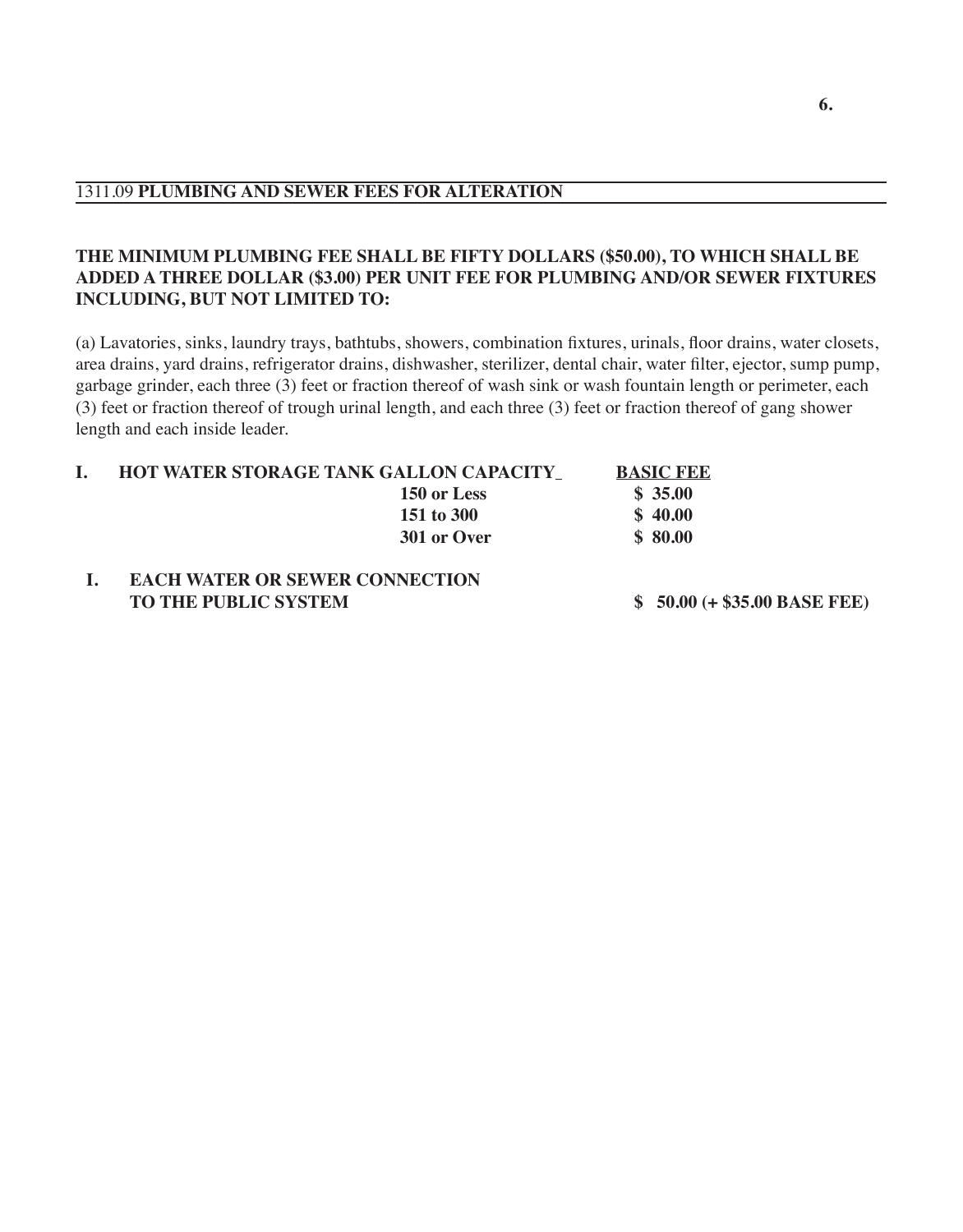## 1311.09 **PLUMBING AND SEWER FEES FOR ALTERATION**

**THE MINIMUM PLUMBING FEE SHALL BE FIFTY DOLLARS ($50.00), TO WHICH SHALL BE ADDED A THREE DOLLAR ($3.00) PER UNIT FEE FOR PLUMBING AND/OR SEWER FIXTURES INCLUDING, BUT NOT LIMITED TO:**

(a) Lavatories, sinks, laundry trays, bathtubs, showers, combination fixtures, urinals, floor drains, water closets, area drains, yard drains, refrigerator drains, dishwasher, sterilizer, dental chair, water filter, ejector, sump pump, garbage grinder, each three (3) feet or fraction thereof of wash sink or wash fountain length or perimeter, each (3) feet or fraction thereof of trough urinal length, and each three (3) feet or fraction thereof of gang shower length and each inside leader.

| | **HOT WATER STORAGE TANK GALLON CAPACITY** | **BASIC FEE** |
|---|---|---|
| **I.** | **150 or Less** | **$ 35.00** |
| | **151 to 300** | **$ 40.00** |
| | **301 or Over** | **$ 80.00** |

| | | |
|---|---|---|
| **I.** | **EACH WATER OR SEWER CONNECTION TO THE PUBLIC SYSTEM** | **$ 50.00 (+ $35.00 BASE FEE)** |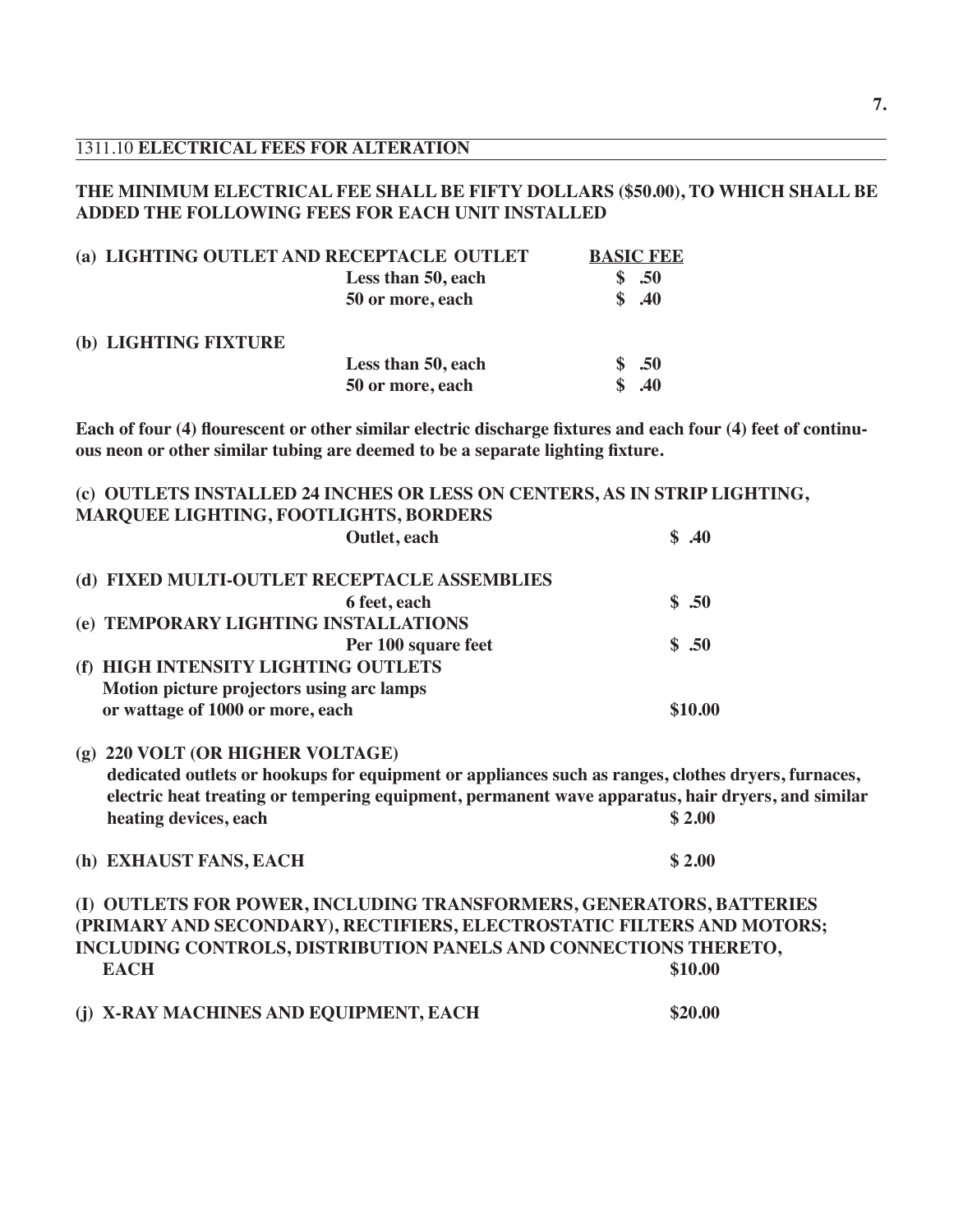## 1311.10 ELECTRICAL FEES FOR ALTERATION

**THE MINIMUM ELECTRICAL FEE SHALL BE FIFTY DOLLARS ($50.00), TO WHICH SHALL BE ADDED THE FOLLOWING FEES FOR EACH UNIT INSTALLED**

| | | BASIC FEE |
|---|---|---|
| **(a) LIGHTING OUTLET AND RECEPTACLE OUTLET** | | |
| | Less than 50, each | $ .50 |
| | 50 or more, each | $ .40 |
| **(b) LIGHTING FIXTURE** | | |
| | Less than 50, each | $ .50 |
| | 50 or more, each | $ .40 |

**Each of four (4) flourescent or other similar electric discharge fixtures and each four (4) feet of continuous neon or other similar tubing are deemed to be a separate lighting fixture.**

| | | |
|---|---|---|
| **(c) OUTLETS INSTALLED 24 INCHES OR LESS ON CENTERS, AS IN STRIP LIGHTING, MARQUEE LIGHTING, FOOTLIGHTS, BORDERS** | | |
| | Outlet, each | $ .40 |
| **(d) FIXED MULTI-OUTLET RECEPTACLE ASSEMBLIES** | | |
| | 6 feet, each | $ .50 |
| **(e) TEMPORARY LIGHTING INSTALLATIONS** | | |
| | Per 100 square feet | $ .50 |
| **(f) HIGH INTENSITY LIGHTING OUTLETS** Motion picture projectors using arc lamps or wattage of 1000 or more, each | | $10.00 |
| **(g) 220 VOLT (OR HIGHER VOLTAGE)** dedicated outlets or hookups for equipment or appliances such as ranges, clothes dryers, furnaces, electric heat treating or tempering equipment, permanent wave apparatus, hair dryers, and similar heating devices, each | | $ 2.00 |
| **(h) EXHAUST FANS, EACH** | | $ 2.00 |
| **(I) OUTLETS FOR POWER, INCLUDING TRANSFORMERS, GENERATORS, BATTERIES (PRIMARY AND SECONDARY), RECTIFIERS, ELECTROSTATIC FILTERS AND MOTORS; INCLUDING CONTROLS, DISTRIBUTION PANELS AND CONNECTIONS THERETO, EACH** | | $10.00 |
| **(j) X-RAY MACHINES AND EQUIPMENT, EACH** | | $20.00 |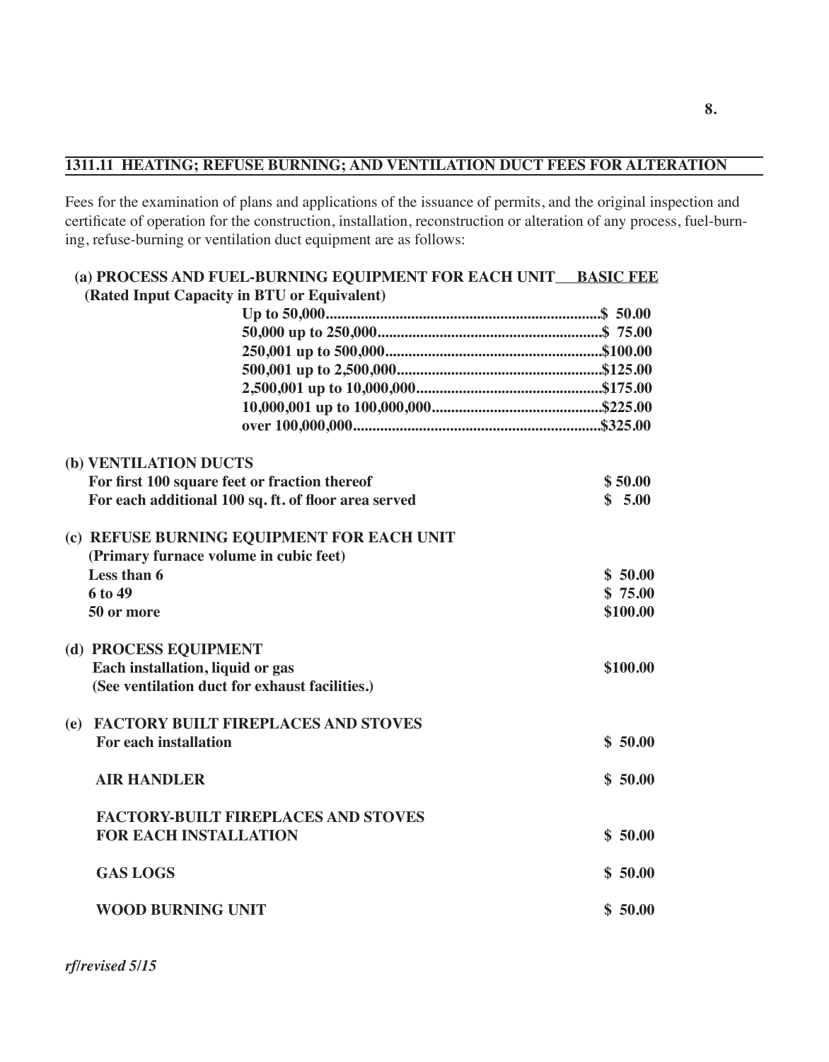## 1311.11 HEATING; REFUSE BURNING; AND VENTILATION DUCT FEES FOR ALTERATION

Fees for the examination of plans and applications of the issuance of permits, and the original inspection and certificate of operation for the construction, installation, reconstruction or alteration of any process, fuel-burning, refuse-burning or ventilation duct equipment are as follows:

**(a) PROCESS AND FUEL-BURNING EQUIPMENT FOR EACH UNIT** **BASIC FEE**
**(Rated Input Capacity in BTU or Equivalent)**

| | |
|---|---|
| **Up to 50,000** | **$ 50.00** |
| **50,000 up to 250,000** | **$ 75.00** |
| **250,001 up to 500,000** | **$100.00** |
| **500,001 up to 2,500,000** | **$125.00** |
| **2,500,001 up to 10,000,000** | **$175.00** |
| **10,000,001 up to 100,000,000** | **$225.00** |
| **over 100,000,000** | **$325.00** |

**(b) VENTILATION DUCTS**

| | |
|---|---|
| **For first 100 square feet or fraction thereof** | **$ 50.00** |
| **For each additional 100 sq. ft. of floor area served** | **$ 5.00** |

**(c) REFUSE BURNING EQUIPMENT FOR EACH UNIT**
**(Primary furnace volume in cubic feet)**

| | |
|---|---|
| **Less than 6** | **$ 50.00** |
| **6 to 49** | **$ 75.00** |
| **50 or more** | **$100.00** |

**(d) PROCESS EQUIPMENT**

| | |
|---|---|
| **Each installation, liquid or gas** | **$100.00** |
| **(See ventilation duct for exhaust facilities.)** | |

**(e) FACTORY BUILT FIREPLACES AND STOVES**

| | |
|---|---|
| **For each installation** | **$ 50.00** |
| **AIR HANDLER** | **$ 50.00** |
| **FACTORY-BUILT FIREPLACES AND STOVES FOR EACH INSTALLATION** | **$ 50.00** |
| **GAS LOGS** | **$ 50.00** |
| **WOOD BURNING UNIT** | **$ 50.00** |

***rf/revised 5/15***